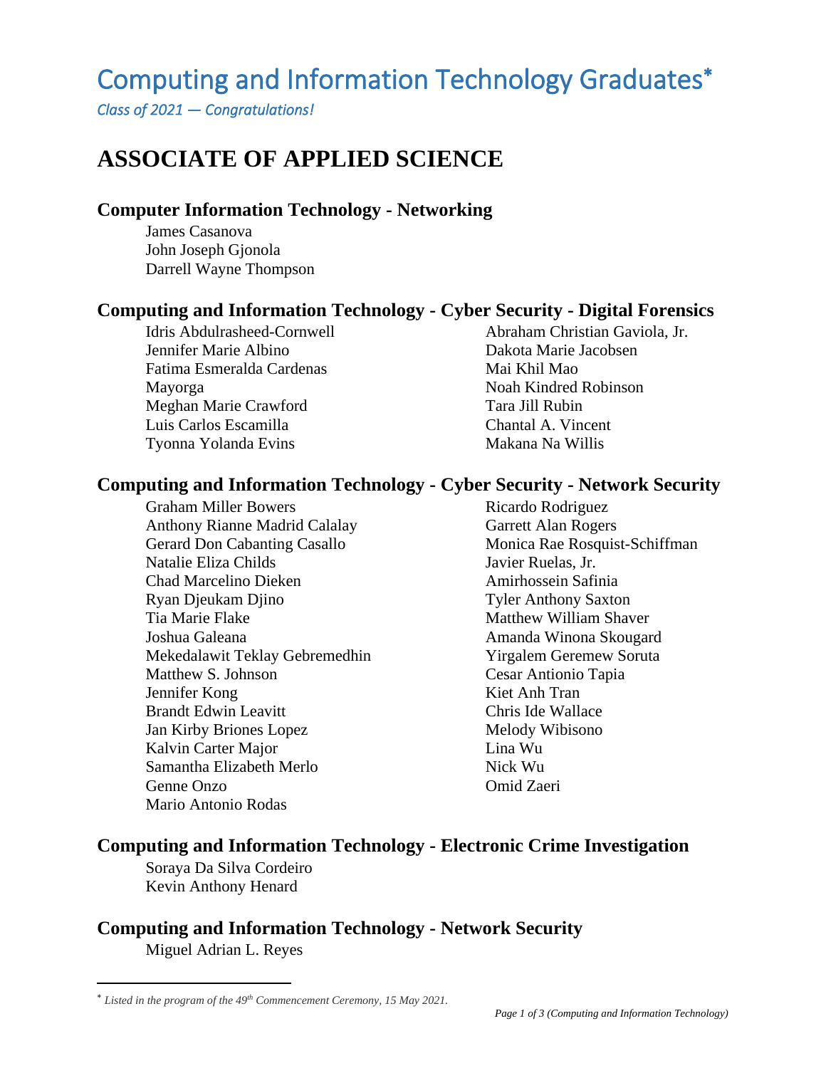# Computing and Information Technology Graduates*

*Class of 2021 — Congratulations!*

## ASSOCIATE OF APPLIED SCIENCE

### Computer Information Technology - Networking

James Casanova
John Joseph Gjonola
Darrell Wayne Thompson

### Computing and Information Technology - Cyber Security - Digital Forensics

Idris Abdulrasheed-Cornwell
Jennifer Marie Albino
Fatima Esmeralda Cardenas Mayorga
Meghan Marie Crawford
Luis Carlos Escamilla
Tyonna Yolanda Evins
Abraham Christian Gaviola, Jr.
Dakota Marie Jacobsen
Mai Khil Mao
Noah Kindred Robinson
Tara Jill Rubin
Chantal A. Vincent
Makana Na Willis

### Computing and Information Technology - Cyber Security - Network Security

Graham Miller Bowers
Anthony Rianne Madrid Calalay
Gerard Don Cabanting Casallo
Natalie Eliza Childs
Chad Marcelino Dieken
Ryan Djeukam Djino
Tia Marie Flake
Joshua Galeana
Mekedalawit Teklay Gebremedhin
Matthew S. Johnson
Jennifer Kong
Brandt Edwin Leavitt
Jan Kirby Briones Lopez
Kalvin Carter Major
Samantha Elizabeth Merlo
Genne Onzo
Mario Antonio Rodas
Ricardo Rodriguez
Garrett Alan Rogers
Monica Rae Rosquist-Schiffman
Javier Ruelas, Jr.
Amirhossein Safinia
Tyler Anthony Saxton
Matthew William Shaver
Amanda Winona Skougard
Yirgalem Geremew Soruta
Cesar Antionio Tapia
Kiet Anh Tran
Chris Ide Wallace
Melody Wibisono
Lina Wu
Nick Wu
Omid Zaeri

### Computing and Information Technology - Electronic Crime Investigation

Soraya Da Silva Cordeiro
Kevin Anthony Henard

### Computing and Information Technology - Network Security

Miguel Adrian L. Reyes

---

\* *Listed in the program of the 49th Commencement Ceremony, 15 May 2021.*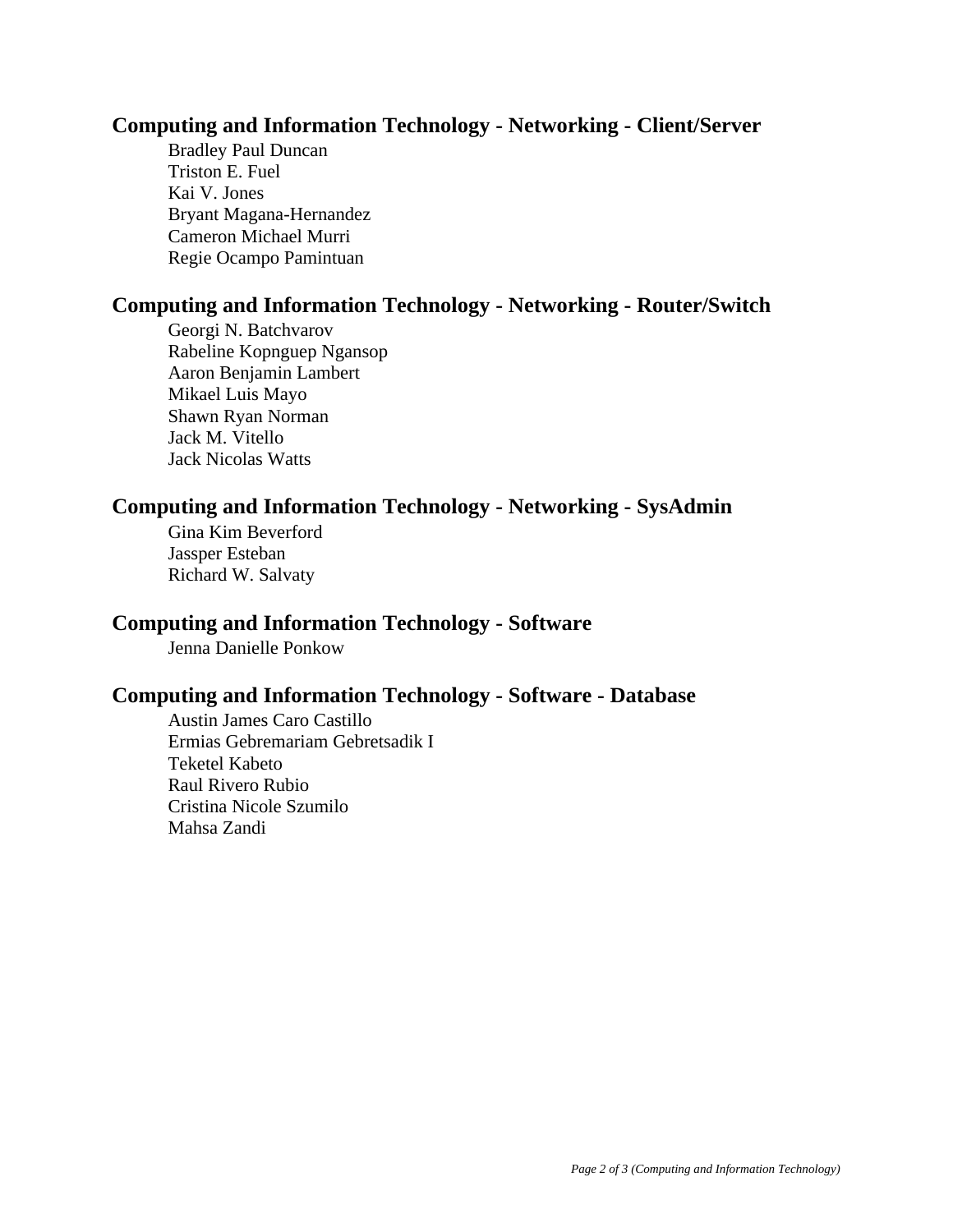## Computing and Information Technology - Networking - Client/Server

Bradley Paul Duncan
Triston E. Fuel
Kai V. Jones
Bryant Magana-Hernandez
Cameron Michael Murri
Regie Ocampo Pamintuan

## Computing and Information Technology - Networking - Router/Switch

Georgi N. Batchvarov
Rabeline Kopnguep Ngansop
Aaron Benjamin Lambert
Mikael Luis Mayo
Shawn Ryan Norman
Jack M. Vitello
Jack Nicolas Watts

## Computing and Information Technology - Networking - SysAdmin

Gina Kim Beverford
Jassper Esteban
Richard W. Salvaty

## Computing and Information Technology - Software

Jenna Danielle Ponkow

## Computing and Information Technology - Software - Database

Austin James Caro Castillo
Ermias Gebremariam Gebretsadik I
Teketel Kabeto
Raul Rivero Rubio
Cristina Nicole Szumilo
Mahsa Zandi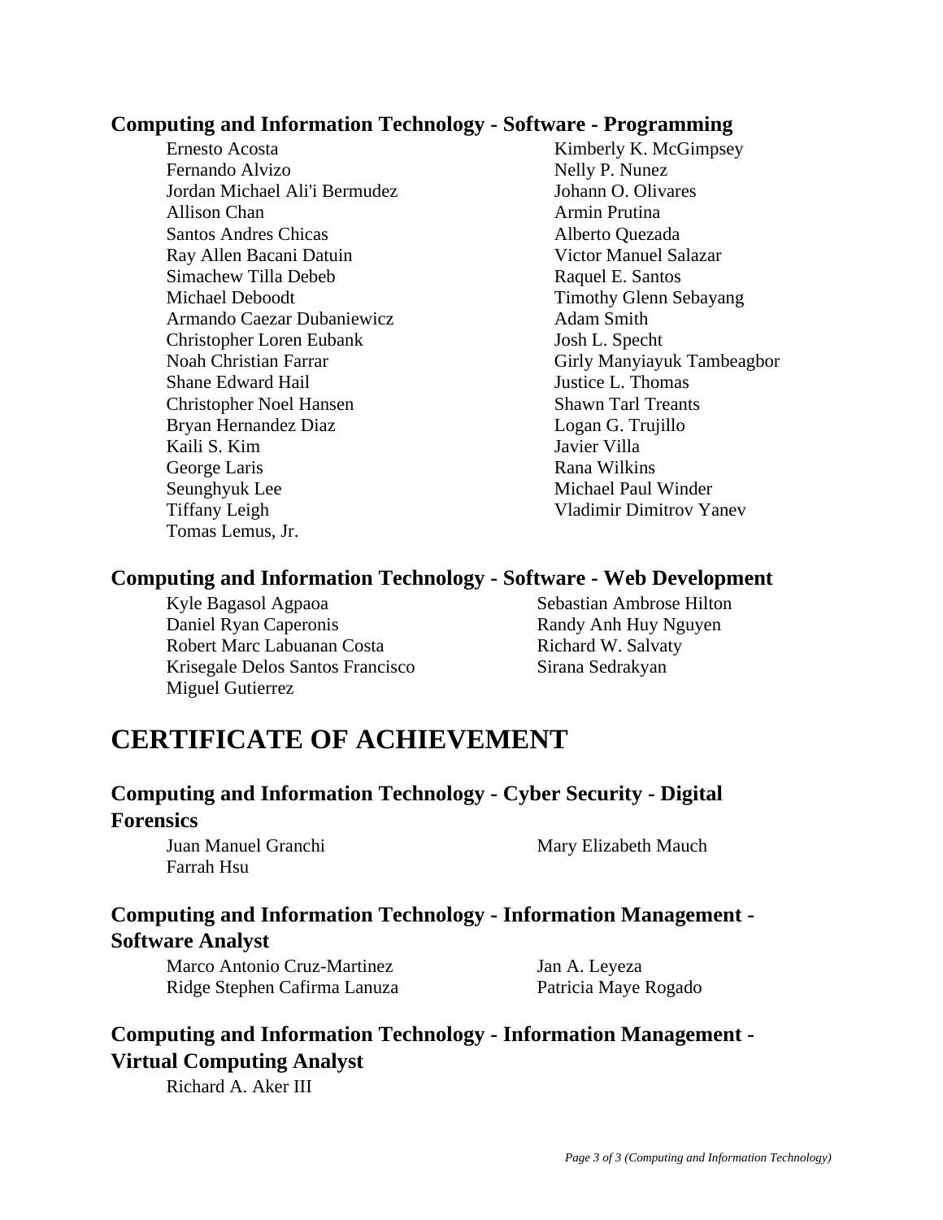### Computing and Information Technology - Software - Programming

Ernesto Acosta
Fernando Alvizo
Jordan Michael Ali'i Bermudez
Allison Chan
Santos Andres Chicas
Ray Allen Bacani Datuin
Simachew Tilla Debeb
Michael Deboodt
Armando Caezar Dubaniewicz
Christopher Loren Eubank
Noah Christian Farrar
Shane Edward Hail
Christopher Noel Hansen
Bryan Hernandez Diaz
Kaili S. Kim
George Laris
Seunghyuk Lee
Tiffany Leigh
Tomas Lemus, Jr.
Kimberly K. McGimpsey
Nelly P. Nunez
Johann O. Olivares
Armin Prutina
Alberto Quezada
Victor Manuel Salazar
Raquel E. Santos
Timothy Glenn Sebayang
Adam Smith
Josh L. Specht
Girly Manyiayuk Tambeagbor
Justice L. Thomas
Shawn Tarl Treants
Logan G. Trujillo
Javier Villa
Rana Wilkins
Michael Paul Winder
Vladimir Dimitrov Yanev

### Computing and Information Technology - Software - Web Development

Kyle Bagasol Agpaoa
Daniel Ryan Caperonis
Robert Marc Labuanan Costa
Krisegale Delos Santos Francisco
Miguel Gutierrez
Sebastian Ambrose Hilton
Randy Anh Huy Nguyen
Richard W. Salvaty
Sirana Sedrakyan

## CERTIFICATE OF ACHIEVEMENT

### Computing and Information Technology - Cyber Security - Digital Forensics

Juan Manuel Granchi
Farrah Hsu
Mary Elizabeth Mauch

### Computing and Information Technology - Information Management - Software Analyst

Marco Antonio Cruz-Martinez
Ridge Stephen Cafirma Lanuza
Jan A. Leyeza
Patricia Maye Rogado

### Computing and Information Technology - Information Management - Virtual Computing Analyst

Richard A. Aker III